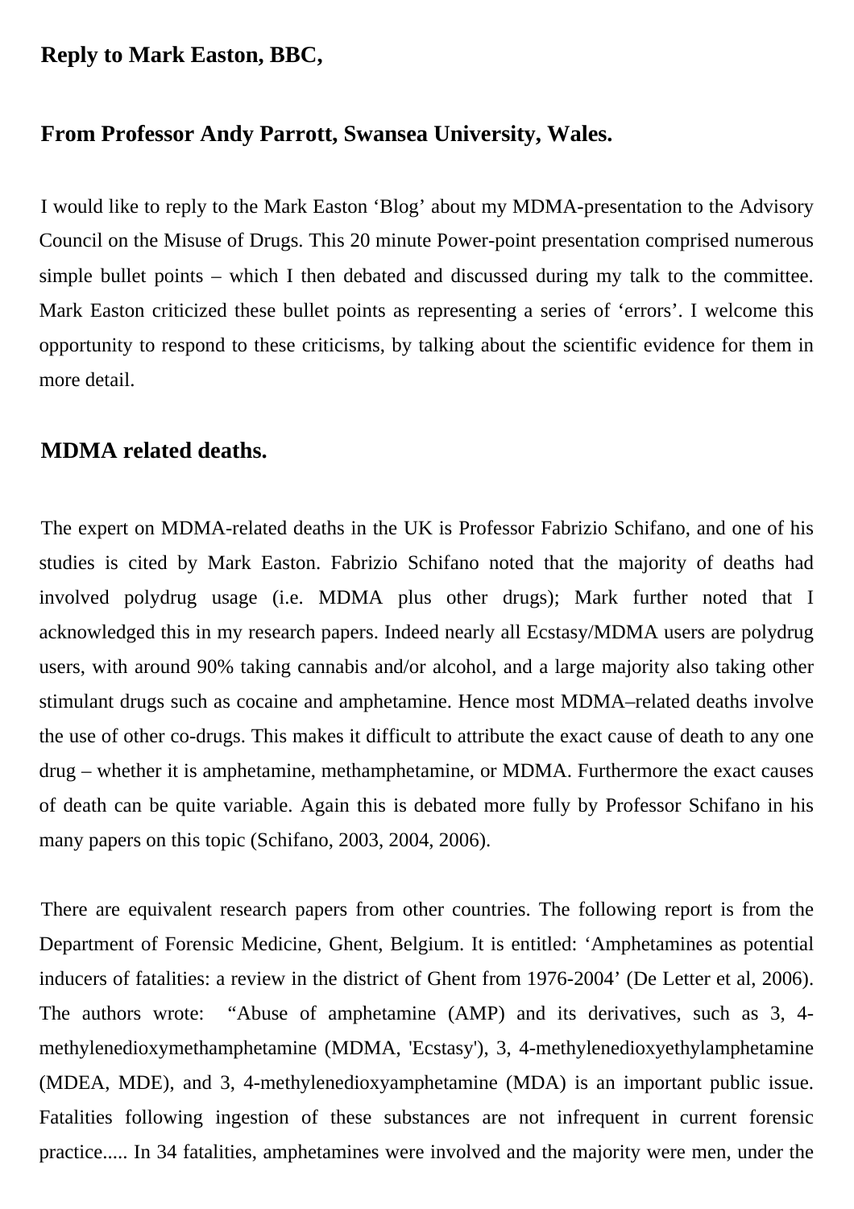**Reply to Mark Easton, BBC,**

**From Professor Andy Parrott, Swansea University, Wales.**

I would like to reply to the Mark Easton 'Blog' about my MDMA-presentation to the Advisory Council on the Misuse of Drugs. This 20 minute Power-point presentation comprised numerous simple bullet points – which I then debated and discussed during my talk to the committee. Mark Easton criticized these bullet points as representing a series of 'errors'. I welcome this opportunity to respond to these criticisms, by talking about the scientific evidence for them in more detail.

## MDMA related deaths.

The expert on MDMA-related deaths in the UK is Professor Fabrizio Schifano, and one of his studies is cited by Mark Easton. Fabrizio Schifano noted that the majority of deaths had involved polydrug usage (i.e. MDMA plus other drugs); Mark further noted that I acknowledged this in my research papers. Indeed nearly all Ecstasy/MDMA users are polydrug users, with around 90% taking cannabis and/or alcohol, and a large majority also taking other stimulant drugs such as cocaine and amphetamine. Hence most MDMA–related deaths involve the use of other co-drugs. This makes it difficult to attribute the exact cause of death to any one drug – whether it is amphetamine, methamphetamine, or MDMA. Furthermore the exact causes of death can be quite variable. Again this is debated more fully by Professor Schifano in his many papers on this topic (Schifano, 2003, 2004, 2006).

There are equivalent research papers from other countries. The following report is from the Department of Forensic Medicine, Ghent, Belgium. It is entitled: 'Amphetamines as potential inducers of fatalities: a review in the district of Ghent from 1976-2004' (De Letter et al, 2006). The authors wrote: "Abuse of amphetamine (AMP) and its derivatives, such as 3, 4-methylenedioxymethamphetamine (MDMA, 'Ecstasy'), 3, 4-methylenedioxyethylamphetamine (MDEA, MDE), and 3, 4-methylenedioxyamphetamine (MDA) is an important public issue. Fatalities following ingestion of these substances are not infrequent in current forensic practice..... In 34 fatalities, amphetamines were involved and the majority were men, under the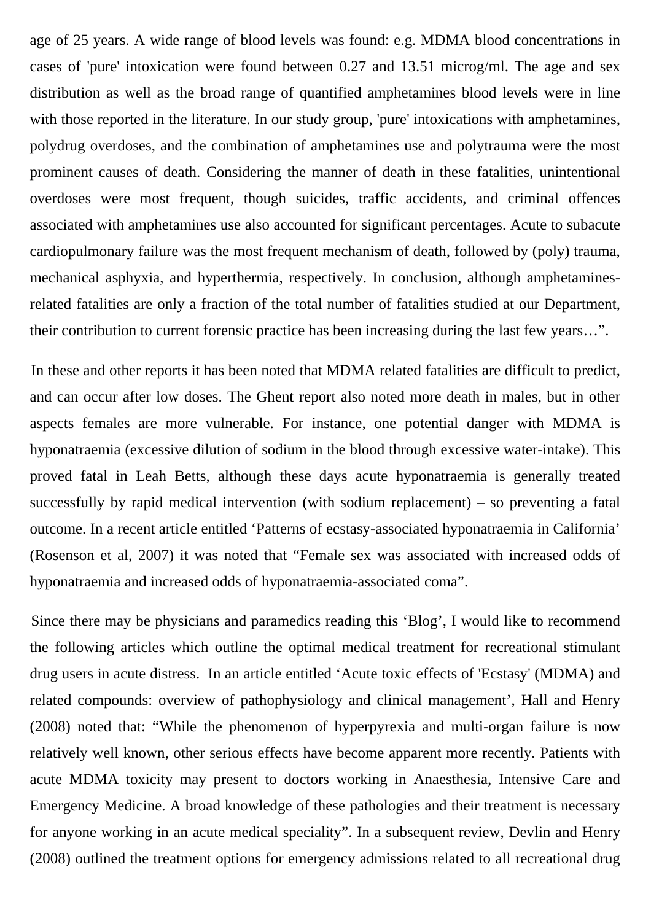age of 25 years. A wide range of blood levels was found: e.g. MDMA blood concentrations in cases of 'pure' intoxication were found between 0.27 and 13.51 microg/ml. The age and sex distribution as well as the broad range of quantified amphetamines blood levels were in line with those reported in the literature. In our study group, 'pure' intoxications with amphetamines, polydrug overdoses, and the combination of amphetamines use and polytrauma were the most prominent causes of death. Considering the manner of death in these fatalities, unintentional overdoses were most frequent, though suicides, traffic accidents, and criminal offences associated with amphetamines use also accounted for significant percentages. Acute to subacute cardiopulmonary failure was the most frequent mechanism of death, followed by (poly) trauma, mechanical asphyxia, and hyperthermia, respectively. In conclusion, although amphetamines-related fatalities are only a fraction of the total number of fatalities studied at our Department, their contribution to current forensic practice has been increasing during the last few years…".

In these and other reports it has been noted that MDMA related fatalities are difficult to predict, and can occur after low doses. The Ghent report also noted more death in males, but in other aspects females are more vulnerable. For instance, one potential danger with MDMA is hyponatraemia (excessive dilution of sodium in the blood through excessive water-intake). This proved fatal in Leah Betts, although these days acute hyponatraemia is generally treated successfully by rapid medical intervention (with sodium replacement) – so preventing a fatal outcome. In a recent article entitled 'Patterns of ecstasy-associated hyponatraemia in California' (Rosenson et al, 2007) it was noted that "Female sex was associated with increased odds of hyponatraemia and increased odds of hyponatraemia-associated coma".

Since there may be physicians and paramedics reading this 'Blog', I would like to recommend the following articles which outline the optimal medical treatment for recreational stimulant drug users in acute distress. In an article entitled 'Acute toxic effects of 'Ecstasy' (MDMA) and related compounds: overview of pathophysiology and clinical management', Hall and Henry (2008) noted that: "While the phenomenon of hyperpyrexia and multi-organ failure is now relatively well known, other serious effects have become apparent more recently. Patients with acute MDMA toxicity may present to doctors working in Anaesthesia, Intensive Care and Emergency Medicine. A broad knowledge of these pathologies and their treatment is necessary for anyone working in an acute medical speciality". In a subsequent review, Devlin and Henry (2008) outlined the treatment options for emergency admissions related to all recreational drug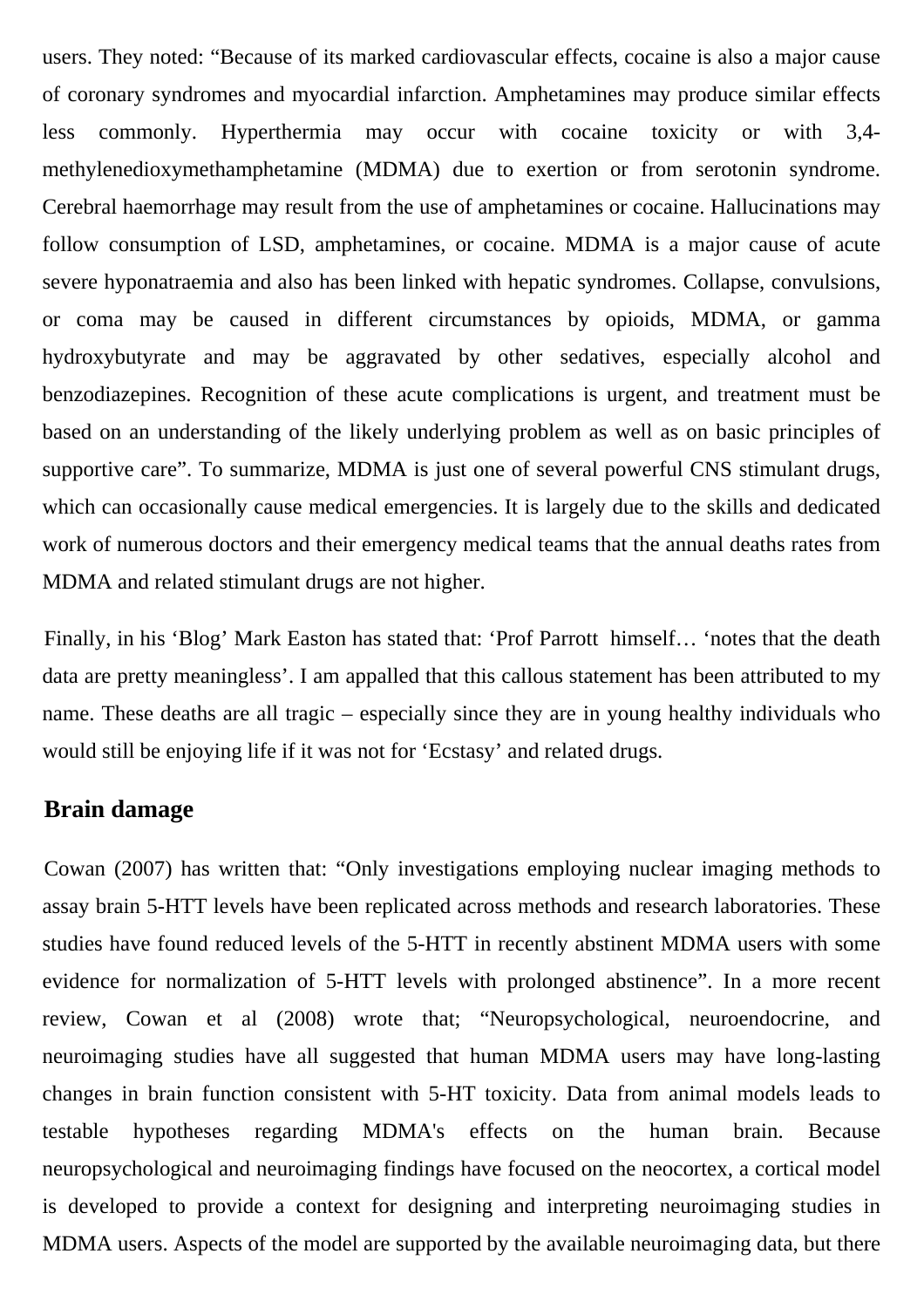users. They noted: “Because of its marked cardiovascular effects, cocaine is also a major cause of coronary syndromes and myocardial infarction. Amphetamines may produce similar effects less commonly. Hyperthermia may occur with cocaine toxicity or with 3,4-methylenedioxymethamphetamine (MDMA) due to exertion or from serotonin syndrome. Cerebral haemorrhage may result from the use of amphetamines or cocaine. Hallucinations may follow consumption of LSD, amphetamines, or cocaine. MDMA is a major cause of acute severe hyponatraemia and also has been linked with hepatic syndromes. Collapse, convulsions, or coma may be caused in different circumstances by opioids, MDMA, or gamma hydroxybutyrate and may be aggravated by other sedatives, especially alcohol and benzodiazepines. Recognition of these acute complications is urgent, and treatment must be based on an understanding of the likely underlying problem as well as on basic principles of supportive care”. To summarize, MDMA is just one of several powerful CNS stimulant drugs, which can occasionally cause medical emergencies. It is largely due to the skills and dedicated work of numerous doctors and their emergency medical teams that the annual deaths rates from MDMA and related stimulant drugs are not higher.

Finally, in his ‘Blog’ Mark Easton has stated that: ‘Prof Parrott himself… ‘notes that the death data are pretty meaningless’. I am appalled that this callous statement has been attributed to my name. These deaths are all tragic – especially since they are in young healthy individuals who would still be enjoying life if it was not for ‘Ecstasy’ and related drugs.

## Brain damage

Cowan (2007) has written that: “Only investigations employing nuclear imaging methods to assay brain 5-HTT levels have been replicated across methods and research laboratories. These studies have found reduced levels of the 5-HTT in recently abstinent MDMA users with some evidence for normalization of 5-HTT levels with prolonged abstinence”. In a more recent review, Cowan et al (2008) wrote that; “Neuropsychological, neuroendocrine, and neuroimaging studies have all suggested that human MDMA users may have long-lasting changes in brain function consistent with 5-HT toxicity. Data from animal models leads to testable hypotheses regarding MDMA's effects on the human brain. Because neuropsychological and neuroimaging findings have focused on the neocortex, a cortical model is developed to provide a context for designing and interpreting neuroimaging studies in MDMA users. Aspects of the model are supported by the available neuroimaging data, but there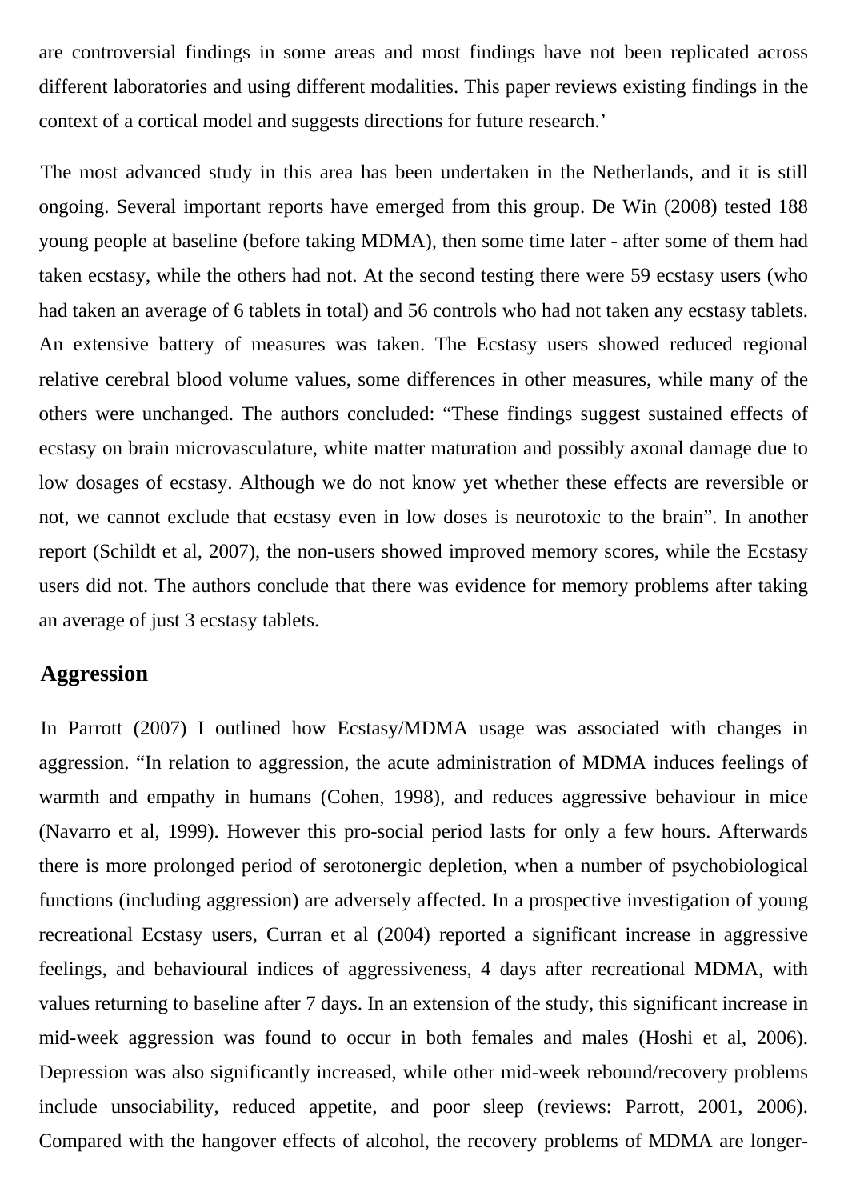are controversial findings in some areas and most findings have not been replicated across different laboratories and using different modalities. This paper reviews existing findings in the context of a cortical model and suggests directions for future research.'

The most advanced study in this area has been undertaken in the Netherlands, and it is still ongoing. Several important reports have emerged from this group. De Win (2008) tested 188 young people at baseline (before taking MDMA), then some time later - after some of them had taken ecstasy, while the others had not. At the second testing there were 59 ecstasy users (who had taken an average of 6 tablets in total) and 56 controls who had not taken any ecstasy tablets. An extensive battery of measures was taken. The Ecstasy users showed reduced regional relative cerebral blood volume values, some differences in other measures, while many of the others were unchanged. The authors concluded: "These findings suggest sustained effects of ecstasy on brain microvasculature, white matter maturation and possibly axonal damage due to low dosages of ecstasy. Although we do not know yet whether these effects are reversible or not, we cannot exclude that ecstasy even in low doses is neurotoxic to the brain". In another report (Schildt et al, 2007), the non-users showed improved memory scores, while the Ecstasy users did not. The authors conclude that there was evidence for memory problems after taking an average of just 3 ecstasy tablets.

## Aggression

In Parrott (2007) I outlined how Ecstasy/MDMA usage was associated with changes in aggression. "In relation to aggression, the acute administration of MDMA induces feelings of warmth and empathy in humans (Cohen, 1998), and reduces aggressive behaviour in mice (Navarro et al, 1999). However this pro-social period lasts for only a few hours. Afterwards there is more prolonged period of serotonergic depletion, when a number of psychobiological functions (including aggression) are adversely affected. In a prospective investigation of young recreational Ecstasy users, Curran et al (2004) reported a significant increase in aggressive feelings, and behavioural indices of aggressiveness, 4 days after recreational MDMA, with values returning to baseline after 7 days. In an extension of the study, this significant increase in mid-week aggression was found to occur in both females and males (Hoshi et al, 2006). Depression was also significantly increased, while other mid-week rebound/recovery problems include unsociability, reduced appetite, and poor sleep (reviews: Parrott, 2001, 2006). Compared with the hangover effects of alcohol, the recovery problems of MDMA are longer-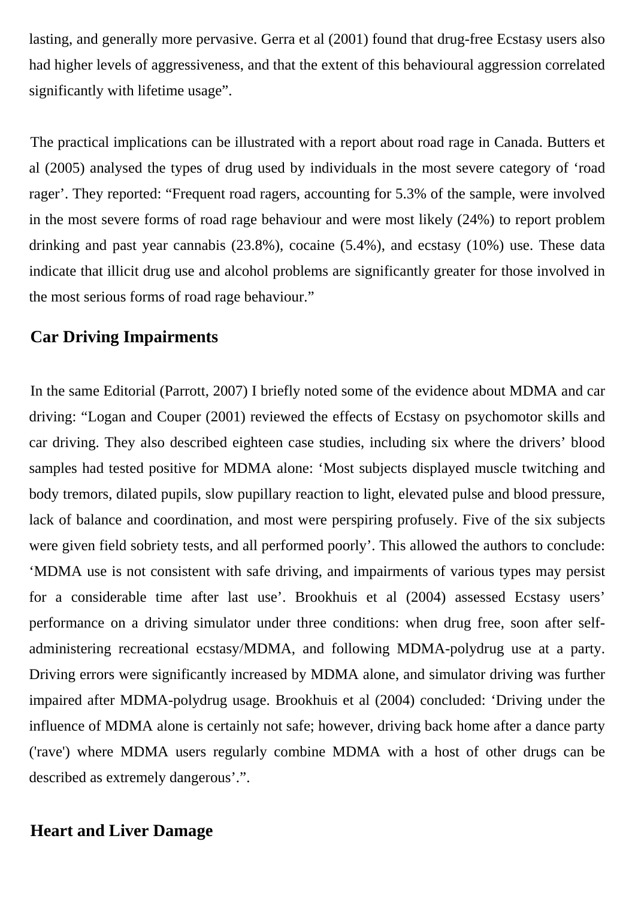lasting, and generally more pervasive. Gerra et al (2001) found that drug-free Ecstasy users also had higher levels of aggressiveness, and that the extent of this behavioural aggression correlated significantly with lifetime usage".

The practical implications can be illustrated with a report about road rage in Canada. Butters et al (2005) analysed the types of drug used by individuals in the most severe category of 'road rager'. They reported: "Frequent road ragers, accounting for 5.3% of the sample, were involved in the most severe forms of road rage behaviour and were most likely (24%) to report problem drinking and past year cannabis (23.8%), cocaine (5.4%), and ecstasy (10%) use. These data indicate that illicit drug use and alcohol problems are significantly greater for those involved in the most serious forms of road rage behaviour."

## Car Driving Impairments

In the same Editorial (Parrott, 2007) I briefly noted some of the evidence about MDMA and car driving: "Logan and Couper (2001) reviewed the effects of Ecstasy on psychomotor skills and car driving. They also described eighteen case studies, including six where the drivers' blood samples had tested positive for MDMA alone: 'Most subjects displayed muscle twitching and body tremors, dilated pupils, slow pupillary reaction to light, elevated pulse and blood pressure, lack of balance and coordination, and most were perspiring profusely. Five of the six subjects were given field sobriety tests, and all performed poorly'. This allowed the authors to conclude: 'MDMA use is not consistent with safe driving, and impairments of various types may persist for a considerable time after last use'. Brookhuis et al (2004) assessed Ecstasy users' performance on a driving simulator under three conditions: when drug free, soon after self-administering recreational ecstasy/MDMA, and following MDMA-polydrug use at a party. Driving errors were significantly increased by MDMA alone, and simulator driving was further impaired after MDMA-polydrug usage. Brookhuis et al (2004) concluded: 'Driving under the influence of MDMA alone is certainly not safe; however, driving back home after a dance party ('rave') where MDMA users regularly combine MDMA with a host of other drugs can be described as extremely dangerous'.".

## Heart and Liver Damage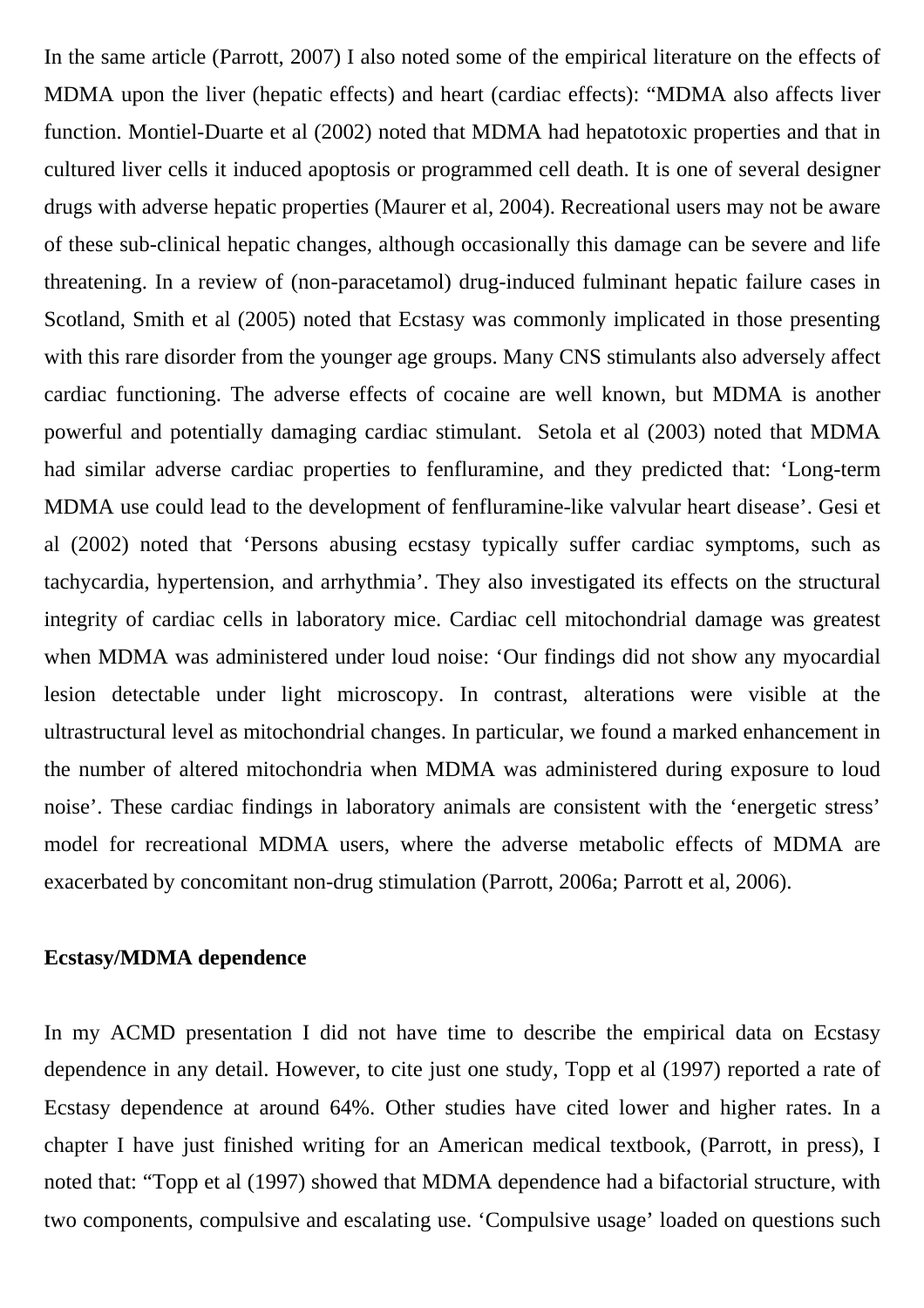In the same article (Parrott, 2007) I also noted some of the empirical literature on the effects of MDMA upon the liver (hepatic effects) and heart (cardiac effects): "MDMA also affects liver function. Montiel-Duarte et al (2002) noted that MDMA had hepatotoxic properties and that in cultured liver cells it induced apoptosis or programmed cell death. It is one of several designer drugs with adverse hepatic properties (Maurer et al, 2004). Recreational users may not be aware of these sub-clinical hepatic changes, although occasionally this damage can be severe and life threatening. In a review of (non-paracetamol) drug-induced fulminant hepatic failure cases in Scotland, Smith et al (2005) noted that Ecstasy was commonly implicated in those presenting with this rare disorder from the younger age groups. Many CNS stimulants also adversely affect cardiac functioning. The adverse effects of cocaine are well known, but MDMA is another powerful and potentially damaging cardiac stimulant. Setola et al (2003) noted that MDMA had similar adverse cardiac properties to fenfluramine, and they predicted that: 'Long-term MDMA use could lead to the development of fenfluramine-like valvular heart disease'. Gesi et al (2002) noted that 'Persons abusing ecstasy typically suffer cardiac symptoms, such as tachycardia, hypertension, and arrhythmia'. They also investigated its effects on the structural integrity of cardiac cells in laboratory mice. Cardiac cell mitochondrial damage was greatest when MDMA was administered under loud noise: 'Our findings did not show any myocardial lesion detectable under light microscopy. In contrast, alterations were visible at the ultrastructural level as mitochondrial changes. In particular, we found a marked enhancement in the number of altered mitochondria when MDMA was administered during exposure to loud noise'. These cardiac findings in laboratory animals are consistent with the 'energetic stress' model for recreational MDMA users, where the adverse metabolic effects of MDMA are exacerbated by concomitant non-drug stimulation (Parrott, 2006a; Parrott et al, 2006).

**Ecstasy/MDMA dependence**

In my ACMD presentation I did not have time to describe the empirical data on Ecstasy dependence in any detail. However, to cite just one study, Topp et al (1997) reported a rate of Ecstasy dependence at around 64%. Other studies have cited lower and higher rates. In a chapter I have just finished writing for an American medical textbook, (Parrott, in press), I noted that: "Topp et al (1997) showed that MDMA dependence had a bifactorial structure, with two components, compulsive and escalating use. 'Compulsive usage' loaded on questions such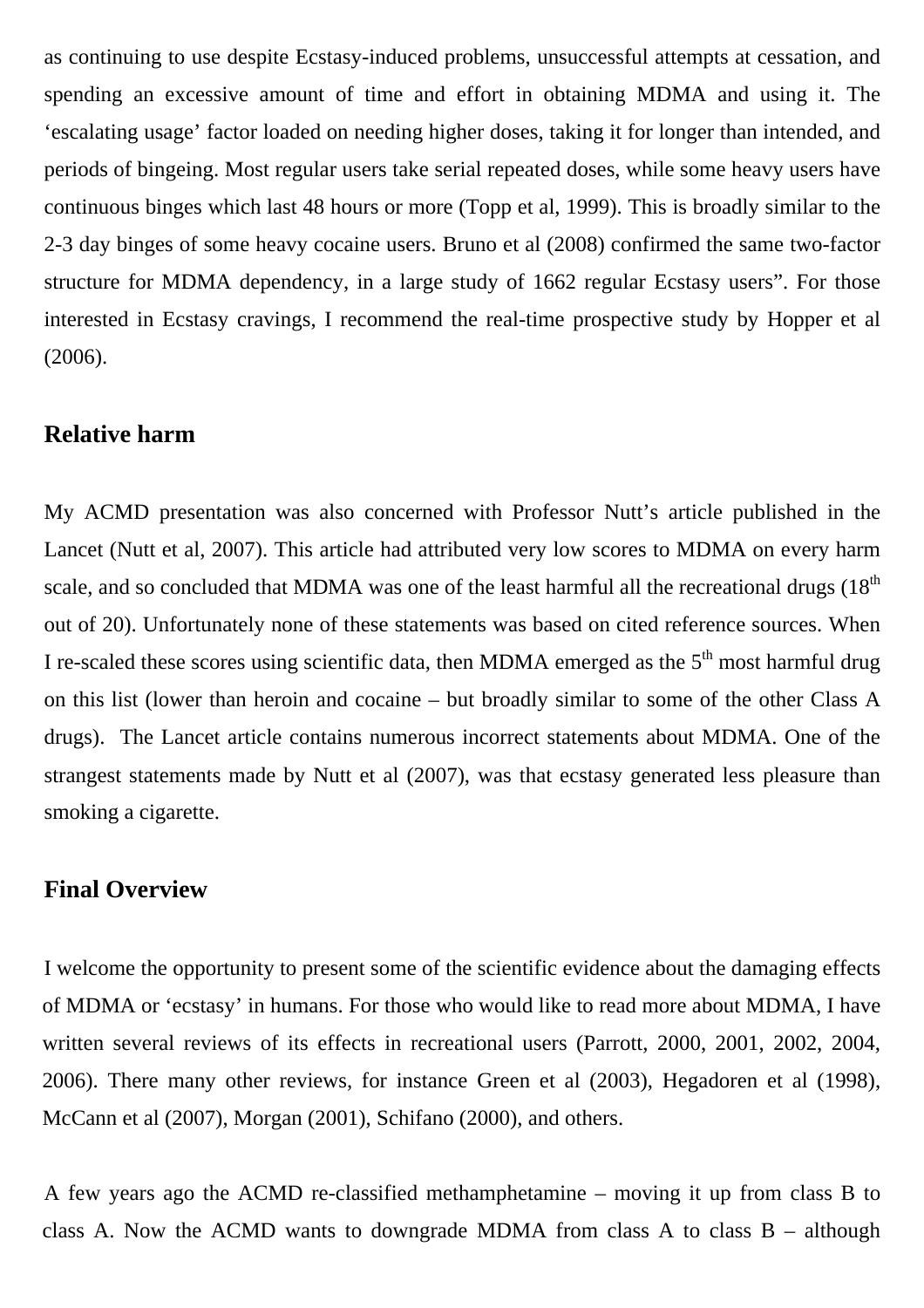as continuing to use despite Ecstasy-induced problems, unsuccessful attempts at cessation, and spending an excessive amount of time and effort in obtaining MDMA and using it. The 'escalating usage' factor loaded on needing higher doses, taking it for longer than intended, and periods of bingeing. Most regular users take serial repeated doses, while some heavy users have continuous binges which last 48 hours or more (Topp et al, 1999). This is broadly similar to the 2-3 day binges of some heavy cocaine users. Bruno et al (2008) confirmed the same two-factor structure for MDMA dependency, in a large study of 1662 regular Ecstasy users". For those interested in Ecstasy cravings, I recommend the real-time prospective study by Hopper et al (2006).

## Relative harm

My ACMD presentation was also concerned with Professor Nutt's article published in the Lancet (Nutt et al, 2007). This article had attributed very low scores to MDMA on every harm scale, and so concluded that MDMA was one of the least harmful all the recreational drugs (18th out of 20). Unfortunately none of these statements was based on cited reference sources. When I re-scaled these scores using scientific data, then MDMA emerged as the 5th most harmful drug on this list (lower than heroin and cocaine – but broadly similar to some of the other Class A drugs). The Lancet article contains numerous incorrect statements about MDMA. One of the strangest statements made by Nutt et al (2007), was that ecstasy generated less pleasure than smoking a cigarette.

## Final Overview

I welcome the opportunity to present some of the scientific evidence about the damaging effects of MDMA or 'ecstasy' in humans. For those who would like to read more about MDMA, I have written several reviews of its effects in recreational users (Parrott, 2000, 2001, 2002, 2004, 2006). There many other reviews, for instance Green et al (2003), Hegadoren et al (1998), McCann et al (2007), Morgan (2001), Schifano (2000), and others.

A few years ago the ACMD re-classified methamphetamine – moving it up from class B to class A. Now the ACMD wants to downgrade MDMA from class A to class B – although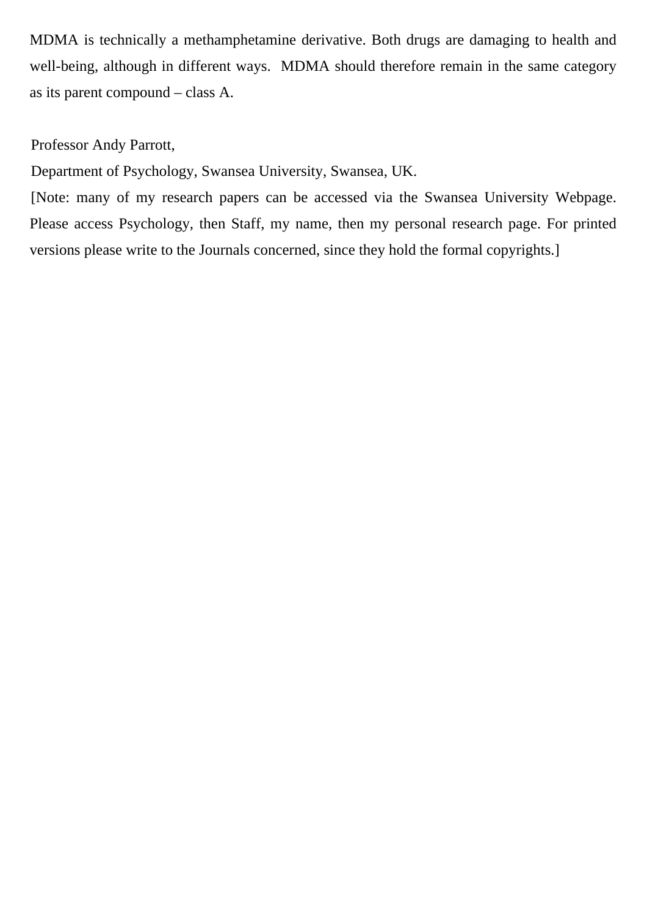MDMA is technically a methamphetamine derivative. Both drugs are damaging to health and well-being, although in different ways. MDMA should therefore remain in the same category as its parent compound – class A.

Professor Andy Parrott,  
Department of Psychology, Swansea University, Swansea, UK.  
[Note: many of my research papers can be accessed via the Swansea University Webpage. Please access Psychology, then Staff, my name, then my personal research page. For printed versions please write to the Journals concerned, since they hold the formal copyrights.]